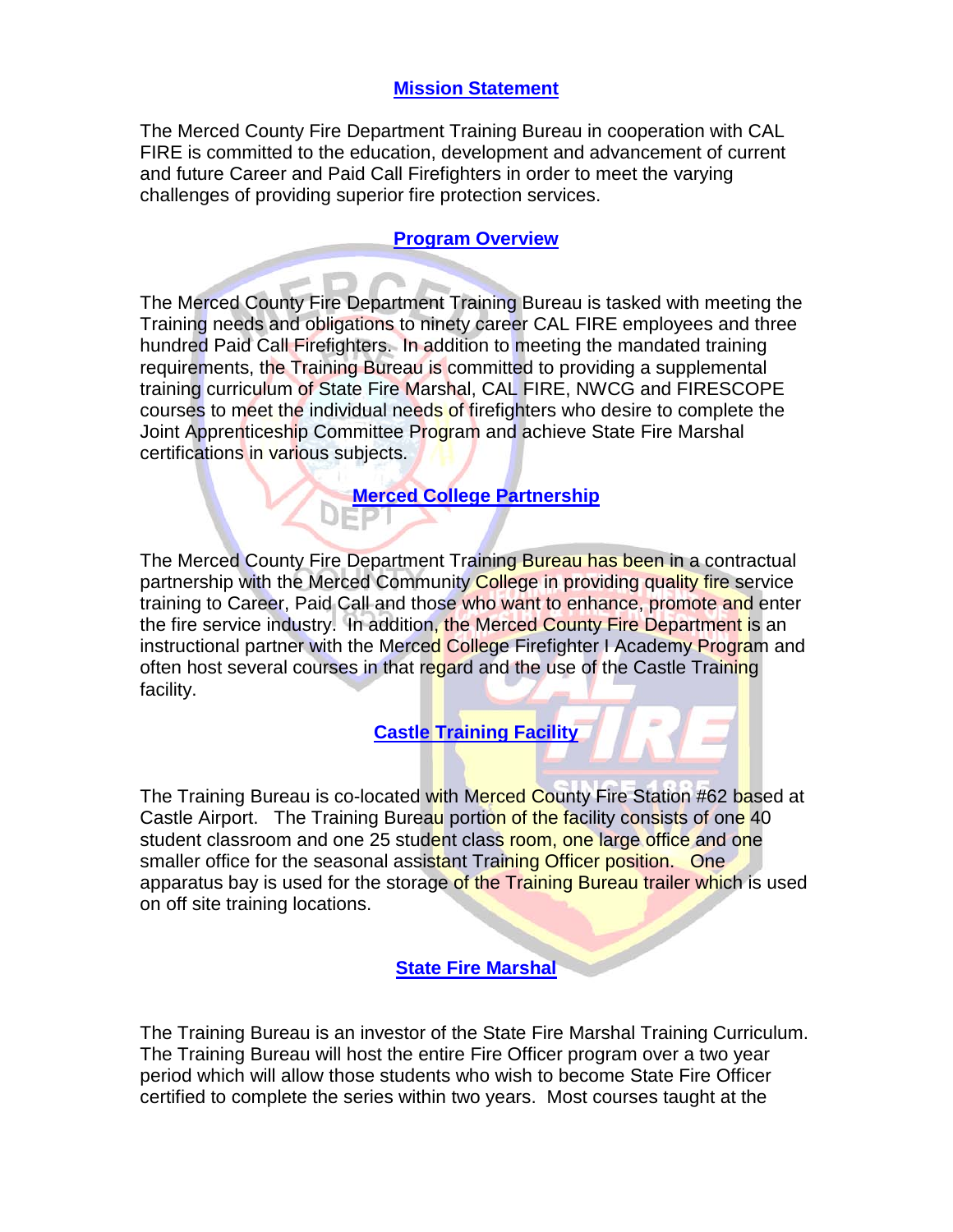## Mission Statement

The Merced County Fire Department Training Bureau in cooperation with CAL FIRE is committed to the education, development and advancement of current and future Career and Paid Call Firefighters in order to meet the varying challenges of providing superior fire protection services.

## Program Overview

The Merced County Fire Department Training Bureau is tasked with meeting the Training needs and obligations to ninety career CAL FIRE employees and three hundred Paid Call Firefighters. In addition to meeting the mandated training requirements, the Training Bureau is committed to providing a supplemental training curriculum of State Fire Marshal, CAL FIRE, NWCG and FIRESCOPE courses to meet the individual needs of firefighters who desire to complete the Joint Apprenticeship Committee Program and achieve State Fire Marshal certifications in various subjects.

## Merced College Partnership

The Merced County Fire Department Training Bureau has been in a contractual partnership with the Merced Community College in providing quality fire service training to Career, Paid Call and those who want to enhance, promote and enter the fire service industry. In addition, the Merced County Fire Department is an instructional partner with the Merced College Firefighter I Academy Program and often host several courses in that regard and the use of the Castle Training facility.

## Castle Training Facility

The Training Bureau is co-located with Merced County Fire Station #62 based at Castle Airport. The Training Bureau portion of the facility consists of one 40 student classroom and one 25 student class room, one large office and one smaller office for the seasonal assistant Training Officer position. One apparatus bay is used for the storage of the Training Bureau trailer which is used on off site training locations.

## State Fire Marshal

The Training Bureau is an investor of the State Fire Marshal Training Curriculum. The Training Bureau will host the entire Fire Officer program over a two year period which will allow those students who wish to become State Fire Officer certified to complete the series within two years. Most courses taught at the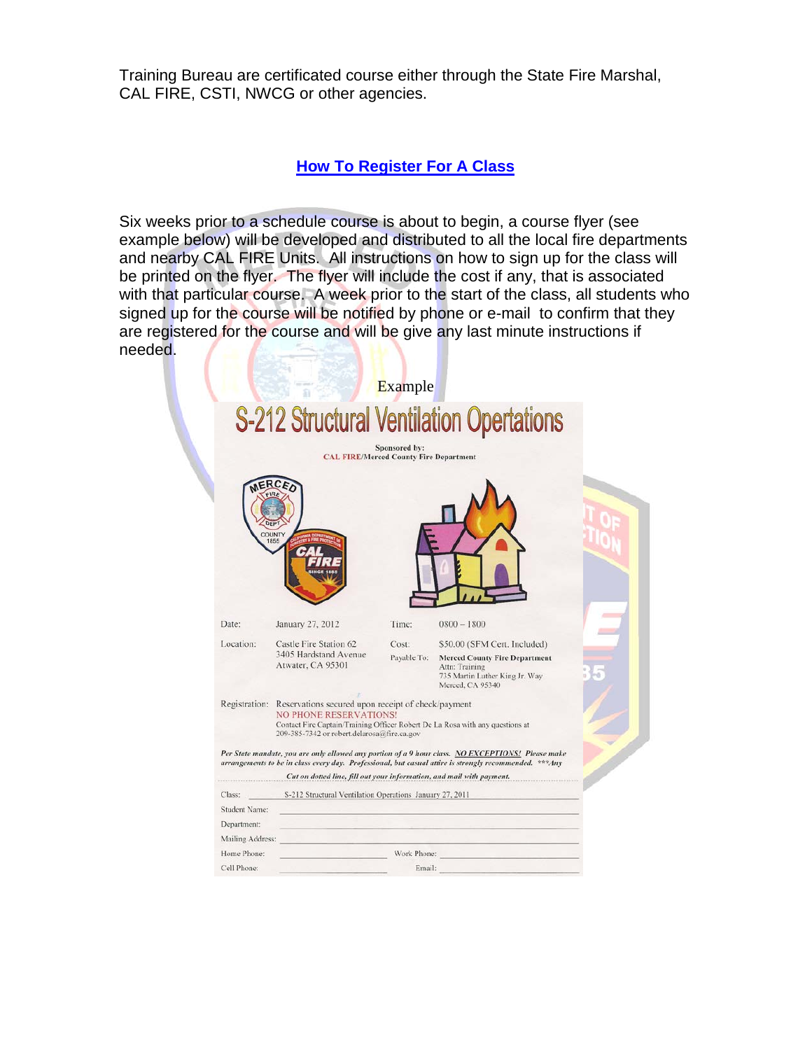Training Bureau are certificated course either through the State Fire Marshal, CAL FIRE, CSTI, NWCG or other agencies.

## How To Register For A Class

Six weeks prior to a schedule course is about to begin, a course flyer (see example below) will be developed and distributed to all the local fire departments and nearby CAL FIRE Units. All instructions on how to sign up for the class will be printed on the flyer. The flyer will include the cost if any, that is associated with that particular course. A week prior to the start of the class, all students who signed up for the course will be notified by phone or e-mail to confirm that they are registered for the course and will be give any last minute instructions if needed.

Example

# S-212 Structural Ventilation Operations

Sponsored by:
CAL FIRE/Merced County Fire Department

| | | | |
|---|---|---|---|
| Date: | January 27, 2012 | Time: | 0800 – 1800 |
| Location: | Castle Fire Station 62<br>3405 Hardstand Avenue<br>Atwater, CA 95301 | Cost:<br>Payable To: | $50.00 (SFM Cert. Included)<br>**Merced County Fire Department**<br>Attn: Training<br>735 Martin Luther King Jr. Way<br>Merced, CA 95340 |

Registration: Reservations secured upon receipt of check/payment
NO PHONE RESERVATIONS!
Contact Fire Captain/Training Officer Robert De La Rosa with any questions at 209-385-7342 or robert.delarosa@fire.ca.gov

*Per State mandate, you are only allowed any portion of a 9 hour class. NO EXCEPTIONS! Please make arrangements to be in class every day. Professional, but casual attire is strongly recommended. \*\*\*Any*

*Cut on dotted line, fill out your information, and mail with payment.*

Class: S-212 Structural Ventilation Operations January 27, 2011

Student Name:

Department:

Mailing Address:

Home Phone: Work Phone:

Cell Phone: Email: